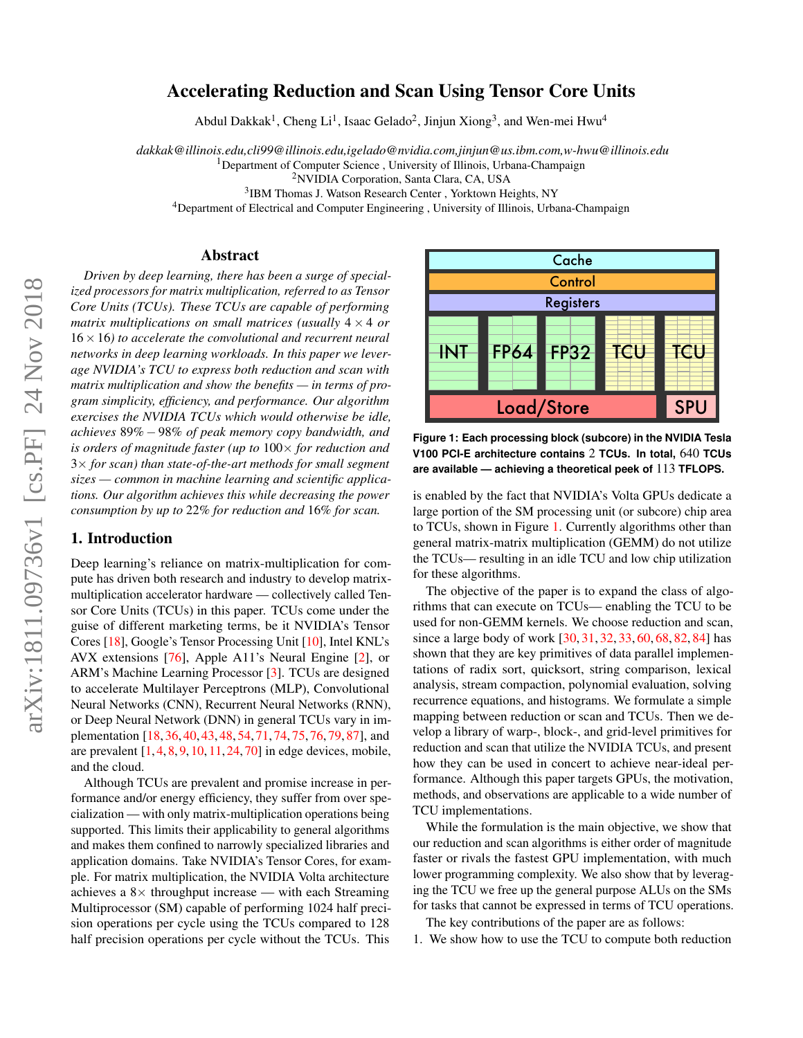# Accelerating Reduction and Scan Using Tensor Core Units

Abdul Dakkak[1], Cheng Li[1], Isaac Gelado[2], Jinjun Xiong[3], and Wen-mei Hwu[4]

*dakkak@illinois.edu,cli99@illinois.edu,igelado@nvidia.com,jinjun@us.ibm.com,w-hwu@illinois.edu*
[1]Department of Computer Science , University of Illinois, Urbana-Champaign
[2]NVIDIA Corporation, Santa Clara, CA, USA
[3]IBM Thomas J. Watson Research Center , Yorktown Heights, NY
[4]Department of Electrical and Computer Engineering , University of Illinois, Urbana-Champaign

## Abstract

*Driven by deep learning, there has been a surge of specialized processors for matrix multiplication, referred to as Tensor Core Units (TCUs). These TCUs are capable of performing matrix multiplications on small matrices (usually $4 \times 4$ or $16 \times 16$) to accelerate the convolutional and recurrent neural networks in deep learning workloads. In this paper we leverage NVIDIA's TCU to express both reduction and scan with matrix multiplication and show the benefits — in terms of program simplicity, efficiency, and performance. Our algorithm exercises the NVIDIA TCUs which would otherwise be idle, achieves $89\% - 98\%$ of peak memory copy bandwidth, and is orders of magnitude faster (up to $100\times$ for reduction and $3\times$ for scan) than state-of-the-art methods for small segment sizes — common in machine learning and scientific applications. Our algorithm achieves this while decreasing the power consumption by up to $22\%$ for reduction and $16\%$ for scan.*

## 1. Introduction

Deep learning's reliance on matrix-multiplication for compute has driven both research and industry to develop matrix-multiplication accelerator hardware — collectively called Tensor Core Units (TCUs) in this paper. TCUs come under the guise of different marketing terms, be it NVIDIA's Tensor Cores [18], Google's Tensor Processing Unit [10], Intel KNL's AVX extensions [76], Apple A11's Neural Engine [2], or ARM's Machine Learning Processor [3]. TCUs are designed to accelerate Multilayer Perceptrons (MLP), Convolutional Neural Networks (CNN), Recurrent Neural Networks (RNN), or Deep Neural Network (DNN) in general TCUs vary in implementation [18, 36, 40, 43, 48, 54, 71, 74, 75, 76, 79, 87], and are prevalent [1, 4, 8, 9, 10, 11, 24, 70] in edge devices, mobile, and the cloud.

Although TCUs are prevalent and promise increase in performance and/or energy efficiency, they suffer from over specialization — with only matrix-multiplication operations being supported. This limits their applicability to general algorithms and makes them confined to narrowly specialized libraries and application domains. Take NVIDIA's Tensor Cores, for example. For matrix multiplication, the NVIDIA Volta architecture achieves a $8\times$ throughput increase — with each Streaming Multiprocessor (SM) capable of performing 1024 half precision operations per cycle using the TCUs compared to 128 half precision operations per cycle without the TCUs. This is enabled by the fact that NVIDIA's Volta GPUs dedicate a large portion of the SM processing unit (or subcore) chip area to TCUs, shown in Figure 1. Currently algorithms other than general matrix-matrix multiplication (GEMM) do not utilize the TCUs— resulting in an idle TCU and low chip utilization for these algorithms.

| Cache | | | | | |
|---|---|---|---|---|---|
| Control | | | | | |
| Registers | | | | | |
| INT | FP64 | FP32 | TCU | TCU | |
| Load/Store | | | | SPU | |

**Figure 1: Each processing block (subcore) in the NVIDIA Tesla V100 PCI-E architecture contains 2 TCUs. In total, 640 TCUs are available — achieving a theoretical peek of 113 TFLOPS.**

The objective of the paper is to expand the class of algorithms that can execute on TCUs— enabling the TCU to be used for non-GEMM kernels. We choose reduction and scan, since a large body of work [30, 31, 32, 33, 60, 68, 82, 84] has shown that they are key primitives of data parallel implementations of radix sort, quicksort, string comparison, lexical analysis, stream compaction, polynomial evaluation, solving recurrence equations, and histograms. We formulate a simple mapping between reduction or scan and TCUs. Then we develop a library of warp-, block-, and grid-level primitives for reduction and scan that utilize the NVIDIA TCUs, and present how they can be used in concert to achieve near-ideal performance. Although this paper targets GPUs, the motivation, methods, and observations are applicable to a wide number of TCU implementations.

While the formulation is the main objective, we show that our reduction and scan algorithms is either order of magnitude faster or rivals the fastest GPU implementation, with much lower programming complexity. We also show that by leveraging the TCU we free up the general purpose ALUs on the SMs for tasks that cannot be expressed in terms of TCU operations.

The key contributions of the paper are as follows:

1. We show how to use the TCU to compute both reduction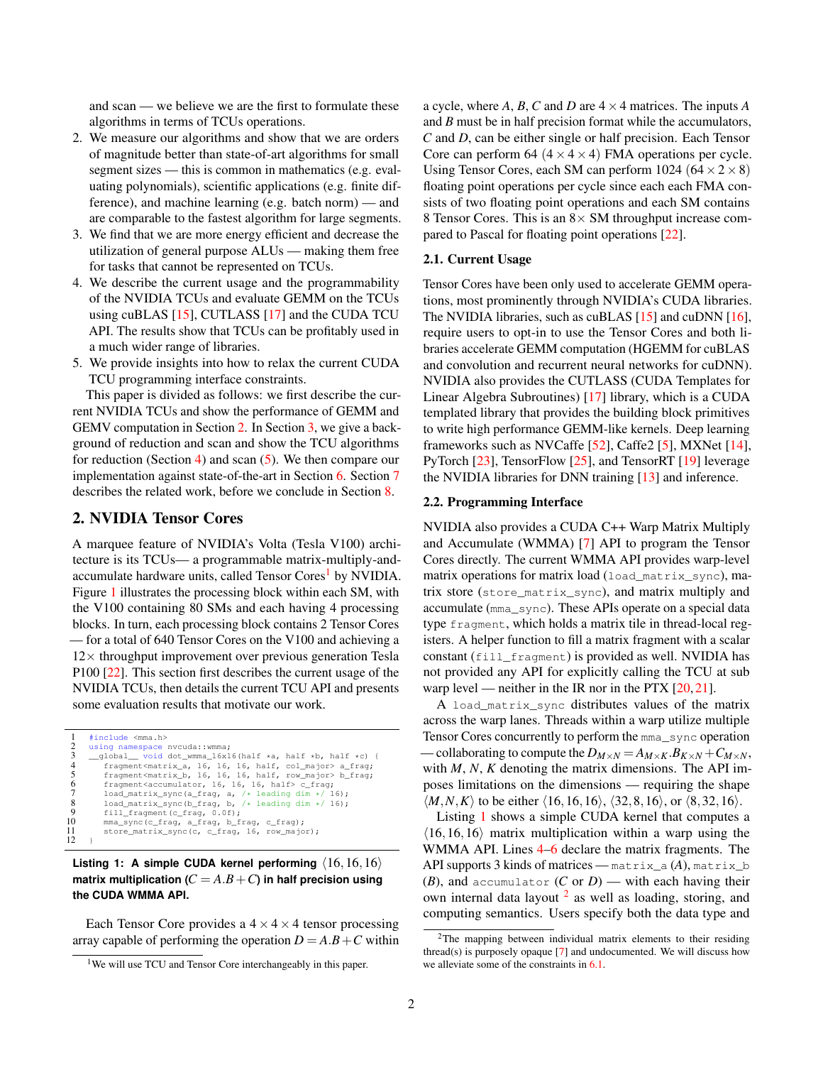and scan — we believe we are the first to formulate these algorithms in terms of TCUs operations.

2. We measure our algorithms and show that we are orders of magnitude better than state-of-art algorithms for small segment sizes — this is common in mathematics (e.g. evaluating polynomials), scientific applications (e.g. finite difference), and machine learning (e.g. batch norm) — and are comparable to the fastest algorithm for large segments.
3. We find that we are more energy efficient and decrease the utilization of general purpose ALUs — making them free for tasks that cannot be represented on TCUs.
4. We describe the current usage and the programmability of the NVIDIA TCUs and evaluate GEMM on the TCUs using cuBLAS [15], CUTLASS [17] and the CUDA TCU API. The results show that TCUs can be profitably used in a much wider range of libraries.
5. We provide insights into how to relax the current CUDA TCU programming interface constraints.

This paper is divided as follows: we first describe the current NVIDIA TCUs and show the performance of GEMM and GEMV computation in Section 2. In Section 3, we give a background of reduction and scan and show the TCU algorithms for reduction (Section 4) and scan (5). We then compare our implementation against state-of-the-art in Section 6. Section 7 describes the related work, before we conclude in Section 8.

## 2. NVIDIA Tensor Cores

A marquee feature of NVIDIA's Volta (Tesla V100) architecture is its TCUs— a programmable matrix-multiply-and-accumulate hardware units, called Tensor Cores[1] by NVIDIA. Figure 1 illustrates the processing block within each SM, with the V100 containing 80 SMs and each having 4 processing blocks. In turn, each processing block contains 2 Tensor Cores — for a total of 640 Tensor Cores on the V100 and achieving a $12\times$ throughput improvement over previous generation Tesla P100 [22]. This section first describes the current usage of the NVIDIA TCUs, then details the current TCU API and presents some evaluation results that motivate our work.

```
1  #include <mma.h>
2  using namespace nvcuda::wmma;
3  __global__ void dot_wmma_16x16(half *a, half *b, half *c) {
4      fragment<matrix_a, 16, 16, 16, half, col_major> a_frag;
5      fragment<matrix_b, 16, 16, 16, half, row_major> b_frag;
6      fragment<accumulator, 16, 16, 16, half> c_frag;
7      load_matrix_sync(a_frag, a, /* leading dim */ 16);
8      load_matrix_sync(b_frag, b, /* leading dim */ 16);
9      fill_fragment(c_frag, 0.0f);
10     mma_sync(c_frag, a_frag, b_frag, c_frag);
11     store_matrix_sync(c, c_frag, 16, row_major);
12 }
```

**Listing 1: A simple CUDA kernel performing $\langle 16, 16, 16 \rangle$ matrix multiplication ($C = A.B + C$) in half precision using the CUDA WMMA API.**

Each Tensor Core provides a $4 \times 4 \times 4$ tensor processing array capable of performing the operation $D = A.B + C$ within a cycle, where $A$, $B$, $C$ and $D$ are $4 \times 4$ matrices. The inputs $A$ and $B$ must be in half precision format while the accumulators, $C$ and $D$, can be either single or half precision. Each Tensor Core can perform 64 ($4 \times 4 \times 4$) FMA operations per cycle. Using Tensor Cores, each SM can perform 1024 ($64 \times 2 \times 8$) floating point operations per cycle since each each FMA consists of two floating point operations and each SM contains 8 Tensor Cores. This is an $8\times$ SM throughput increase compared to Pascal for floating point operations [22].

[1] We will use TCU and Tensor Core interchangeably in this paper.

### 2.1. Current Usage

Tensor Cores have been only used to accelerate GEMM operations, most prominently through NVIDIA's CUDA libraries. The NVIDIA libraries, such as cuBLAS [15] and cuDNN [16], require users to opt-in to use the Tensor Cores and both libraries accelerate GEMM computation (HGEMM for cuBLAS and convolution and recurrent neural networks for cuDNN). NVIDIA also provides the CUTLASS (CUDA Templates for Linear Algebra Subroutines) [17] library, which is a CUDA templated library that provides the building block primitives to write high performance GEMM-like kernels. Deep learning frameworks such as NVCaffe [52], Caffe2 [5], MXNet [14], PyTorch [23], TensorFlow [25], and TensorRT [19] leverage the NVIDIA libraries for DNN training [13] and inference.

### 2.2. Programming Interface

NVIDIA also provides a CUDA C++ Warp Matrix Multiply and Accumulate (WMMA) [7] API to program the Tensor Cores directly. The current WMMA API provides warp-level matrix operations for matrix load (`load_matrix_sync`), matrix store (`store_matrix_sync`), and matrix multiply and accumulate (`mma_sync`). These APIs operate on a special data type `fragment`, which holds a matrix tile in thread-local registers. A helper function to fill a matrix fragment with a scalar constant (`fill_fragment`) is provided as well. NVIDIA has not provided any API for explicitly calling the TCU at sub warp level — neither in the IR nor in the PTX [20, 21].

A `load_matrix_sync` distributes values of the matrix across the warp lanes. Threads within a warp utilize multiple Tensor Cores concurrently to perform the `mma_sync` operation — collaborating to compute the $D_{M\times N} = A_{M\times K}.B_{K\times N} + C_{M\times N}$, with $M$, $N$, $K$ denoting the matrix dimensions. The API imposes limitations on the dimensions — requiring the shape $\langle M, N, K \rangle$ to be either $\langle 16, 16, 16 \rangle$, $\langle 32, 8, 16 \rangle$, or $\langle 8, 32, 16 \rangle$.

Listing 1 shows a simple CUDA kernel that computes a $\langle 16, 16, 16 \rangle$ matrix multiplication within a warp using the WMMA API. Lines 4–6 declare the matrix fragments. The API supports 3 kinds of matrices — `matrix_a` ($A$), `matrix_b` ($B$), and `accumulator` ($C$ or $D$) — with each having their own internal data layout [2] as well as loading, storing, and computing semantics. Users specify both the data type and

[2] The mapping between individual matrix elements to their residing thread(s) is purposely opaque [7] and undocumented. We will discuss how we alleviate some of the constraints in 6.1.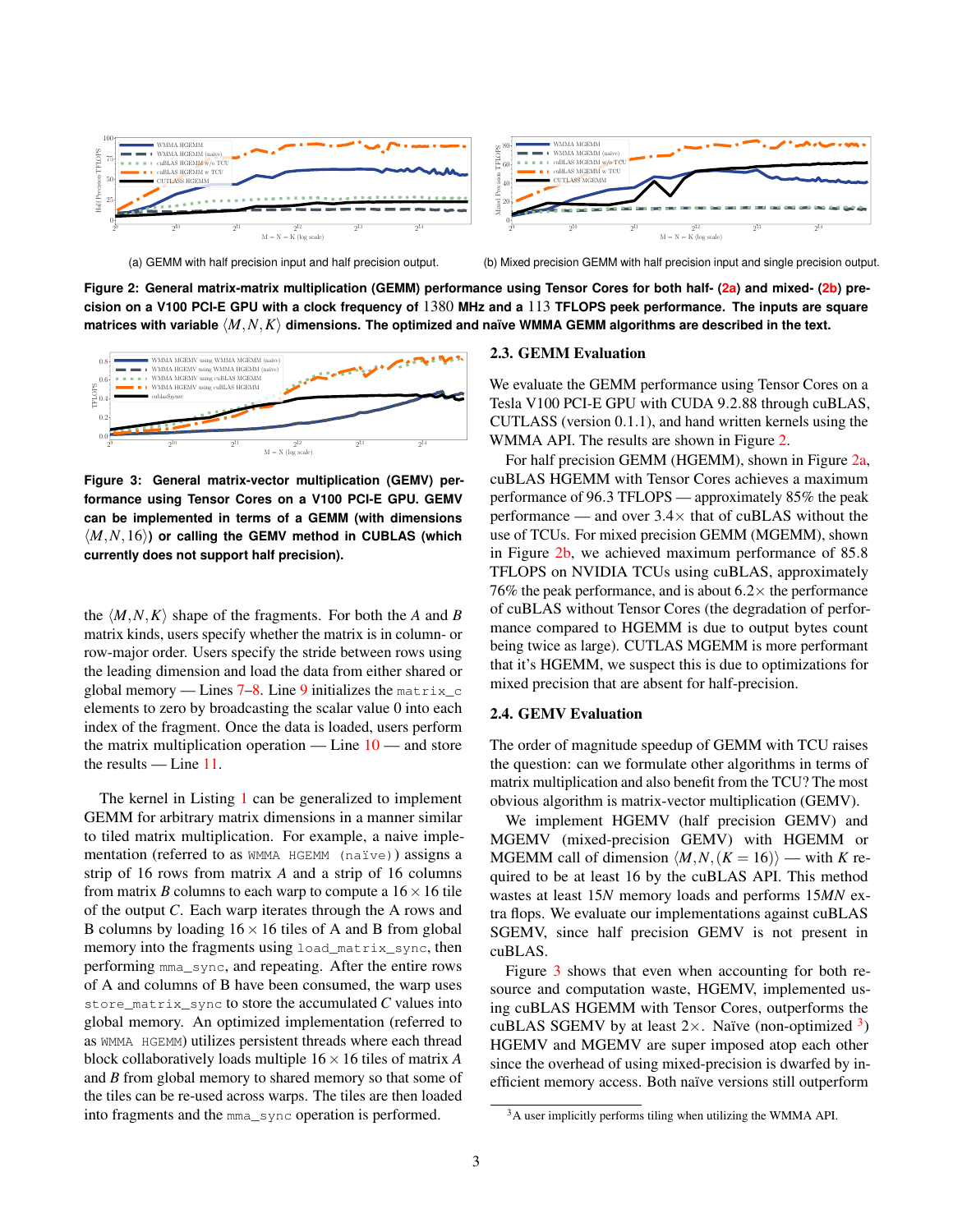(a) GEMM with half precision input and half precision output.

(b) Mixed precision GEMM with half precision input and single precision output.

**Figure 2: General matrix-matrix multiplication (GEMM) performance using Tensor Cores for both half- (2a) and mixed- (2b) precision on a V100 PCI-E GPU with a clock frequency of 1380 MHz and a 113 TFLOPS peek performance. The inputs are square matrices with variable $\langle M, N, K \rangle$ dimensions. The optimized and naïve WMMA GEMM algorithms are described in the text.**

**Figure 3: General matrix-vector multiplication (GEMV) performance using Tensor Cores on a V100 PCI-E GPU. GEMV can be implemented in terms of a GEMM (with dimensions $\langle M, N, 16 \rangle$) or calling the GEMV method in CUBLAS (which currently does not support half precision).**

the $\langle M, N, K \rangle$ shape of the fragments. For both the $A$ and $B$ matrix kinds, users specify whether the matrix is in column- or row-major order. Users specify the stride between rows using the leading dimension and load the data from either shared or global memory — Lines 7–8. Line 9 initializes the `matrix_c` elements to zero by broadcasting the scalar value 0 into each index of the fragment. Once the data is loaded, users perform the matrix multiplication operation — Line 10 — and store the results — Line 11.

The kernel in Listing 1 can be generalized to implement GEMM for arbitrary matrix dimensions in a manner similar to tiled matrix multiplication. For example, a naive implementation (referred to as `WMMA HGEMM (naïve)`) assigns a strip of 16 rows from matrix $A$ and a strip of 16 columns from matrix $B$ columns to each warp to compute a $16 \times 16$ tile of the output $C$. Each warp iterates through the A rows and B columns by loading $16 \times 16$ tiles of A and B from global memory into the fragments using `load_matrix_sync`, then performing `mma_sync`, and repeating. After the entire rows of A and columns of B have been consumed, the warp uses `store_matrix_sync` to store the accumulated $C$ values into global memory. An optimized implementation (referred to as `WMMA HGEMM`) utilizes persistent threads where each thread block collaboratively loads multiple $16 \times 16$ tiles of matrix $A$ and $B$ from global memory to shared memory so that some of the tiles can be re-used across warps. The tiles are then loaded into fragments and the `mma_sync` operation is performed.

### 2.3. GEMM Evaluation

We evaluate the GEMM performance using Tensor Cores on a Tesla V100 PCI-E GPU with CUDA 9.2.88 through cuBLAS, CUTLASS (version 0.1.1), and hand written kernels using the WMMA API. The results are shown in Figure 2.

For half precision GEMM (HGEMM), shown in Figure 2a, cuBLAS HGEMM with Tensor Cores achieves a maximum performance of 96.3 TFLOPS — approximately 85% the peak performance — and over $3.4\times$ that of cuBLAS without the use of TCUs. For mixed precision GEMM (MGEMM), shown in Figure 2b, we achieved maximum performance of 85.8 TFLOPS on NVIDIA TCUs using cuBLAS, approximately 76% the peak performance, and is about $6.2\times$ the performance of cuBLAS without Tensor Cores (the degradation of performance compared to HGEMM is due to output bytes count being twice as large). CUTLAS MGEMM is more performant that it's HGEMM, we suspect this is due to optimizations for mixed precision that are absent for half-precision.

### 2.4. GEMV Evaluation

The order of magnitude speedup of GEMM with TCU raises the question: can we formulate other algorithms in terms of matrix multiplication and also benefit from the TCU? The most obvious algorithm is matrix-vector multiplication (GEMV).

We implement HGEMV (half precision GEMV) and MGEMV (mixed-precision GEMV) with HGEMM or MGEMM call of dimension $\langle M, N, (K = 16) \rangle$ — with $K$ required to be at least 16 by the cuBLAS API. This method wastes at least $15N$ memory loads and performs $15MN$ extra flops. We evaluate our implementations against cuBLAS SGEMV, since half precision GEMV is not present in cuBLAS.

Figure 3 shows that even when accounting for both resource and computation waste, HGEMV, implemented using cuBLAS HGEMM with Tensor Cores, outperforms the cuBLAS SGEMV by at least $2\times$. Naïve (non-optimized [3]) HGEMV and MGEMV are super imposed atop each other since the overhead of using mixed-precision is dwarfed by inefficient memory access. Both naïve versions still outperform

[3] A user implicitly performs tiling when utilizing the WMMA API.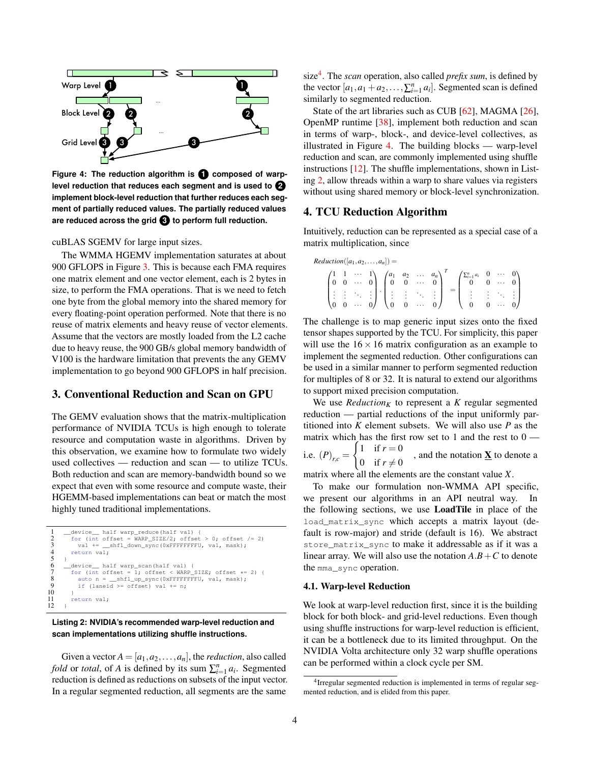Figure 4: The reduction algorithm is ❶ composed of warp-level reduction that reduces each segment and is used to ❷ implement block-level reduction that further reduces each segment of partially reduced values. The partially reduced values are reduced across the grid ❸ to perform full reduction.

cuBLAS SGEMV for large input sizes.

The WMMA HGEMV implementation saturates at about 900 GFLOPS in Figure 3. This is because each FMA requires one matrix element and one vector element, each is 2 bytes in size, to perform the FMA operations. That is we need to fetch one byte from the global memory into the shared memory for every floating-point operation performed. Note that there is no reuse of matrix elements and heavy reuse of vector elements. Assume that the vectors are mostly loaded from the L2 cache due to heavy reuse, the 900 GB/s global memory bandwidth of V100 is the hardware limitation that prevents the any GEMV implementation to go beyond 900 GFLOPS in half precision.

## 3. Conventional Reduction and Scan on GPU

The GEMV evaluation shows that the matrix-multiplication performance of NVIDIA TCUs is high enough to tolerate resource and computation waste in algorithms. Driven by this observation, we examine how to formulate two widely used collectives — reduction and scan — to utilize TCUs. Both reduction and scan are memory-bandwidth bound so we expect that even with some resource and compute waste, their HGEMM-based implementations can beat or match the most highly tuned traditional implementations.

```
1   __device__ half warp_reduce(half val) {
2     for (int offset = WARP_SIZE/2; offset > 0; offset /= 2)
3       val += __shfl_down_sync(0xFFFFFFFFU, val, mask);
4     return val;
5   }
6   __device__ half warp_scan(half val) {
7     for (int offset = 1; offset < WARP_SIZE; offset *= 2) {
8       auto n = __shfl_up_sync(0xFFFFFFFFU, val, mask);
9       if (laneid >= offset) val += n;
10    }
11    return val;
12  }
```

Listing 2: NVIDIA's recommended warp-level reduction and scan implementations utilizing shuffle instructions.

Given a vector $A = [a_1, a_2, \ldots, a_n]$, the *reduction*, also called *fold* or *total*, of $A$ is defined by its sum $\sum_{i=1}^{n} a_i$. Segmented reduction is defined as reductions on subsets of the input vector. In a regular segmented reduction, all segments are the same size[4]. The *scan* operation, also called *prefix sum*, is defined by the vector $[a_1, a_1 + a_2, \ldots, \sum_{i=1}^{n} a_i]$. Segmented scan is defined similarly to segmented reduction.

State of the art libraries such as CUB [62], MAGMA [26], OpenMP runtime [38], implement both reduction and scan in terms of warp-, block-, and device-level collectives, as illustrated in Figure 4. The building blocks — warp-level reduction and scan, are commonly implemented using shuffle instructions [12]. The shuffle implementations, shown in Listing 2, allow threads within a warp to share values via registers without using shared memory or block-level synchronization.

## 4. TCU Reduction Algorithm

Intuitively, reduction can be represented as a special case of a matrix multiplication, since

$$Reduction([a_1, a_2, \ldots, a_n]) = \begin{pmatrix} 1 & 1 & \cdots & 1 \\ 0 & 0 & \cdots & 0 \\ \vdots & \vdots & \ddots & \vdots \\ 0 & 0 & \cdots & 0 \end{pmatrix} \cdot \begin{pmatrix} a_1 & a_2 & \cdots & a_n \\ 0 & 0 & \cdots & 0 \\ \vdots & \vdots & \ddots & \vdots \\ 0 & 0 & \cdots & 0 \end{pmatrix}^T = \begin{pmatrix} \sum_{i=1}^{n} a_i & 0 & \cdots & 0 \\ 0 & 0 & \cdots & 0 \\ \vdots & \vdots & \ddots & \vdots \\ 0 & 0 & \cdots & 0 \end{pmatrix}$$

The challenge is to map generic input sizes onto the fixed tensor shapes supported by the TCU. For simplicity, this paper will use the $16 \times 16$ matrix configuration as an example to implement the segmented reduction. Other configurations can be used in a similar manner to perform segmented reduction for multiples of 8 or 32. It is natural to extend our algorithms to support mixed precision computation.

We use $Reduction_K$ to represent a $K$ regular segmented reduction — partial reductions of the input uniformly partitioned into $K$ element subsets. We will also use $P$ as the matrix which has the first row set to 1 and the rest to 0 — i.e. $(P)_{r,c} = \begin{cases} 1 & \text{if } r = 0 \\ 0 & \text{if } r \neq 0 \end{cases}$, and the notation $\underline{\mathbf{X}}$ to denote a matrix where all the elements are the constant value $X$.

To make our formulation non-WMMA API specific, we present our algorithms in an API neutral way. In the following sections, we use **LoadTile** in place of the `load_matrix_sync` which accepts a matrix layout (default is row-major) and stride (default is 16). We abstract `store_matrix_sync` to make it addressable as if it was a linear array. We will also use the notation $A.B + C$ to denote the `mma_sync` operation.

### 4.1. Warp-level Reduction

We look at warp-level reduction first, since it is the building block for both block- and grid-level reductions. Even though using shuffle instructions for warp-level reduction is efficient, it can be a bottleneck due to its limited throughput. On the NVIDIA Volta architecture only 32 warp shuffle operations can be performed within a clock cycle per SM.

[4] Irregular segmented reduction is implemented in terms of regular segmented reduction, and is elided from this paper.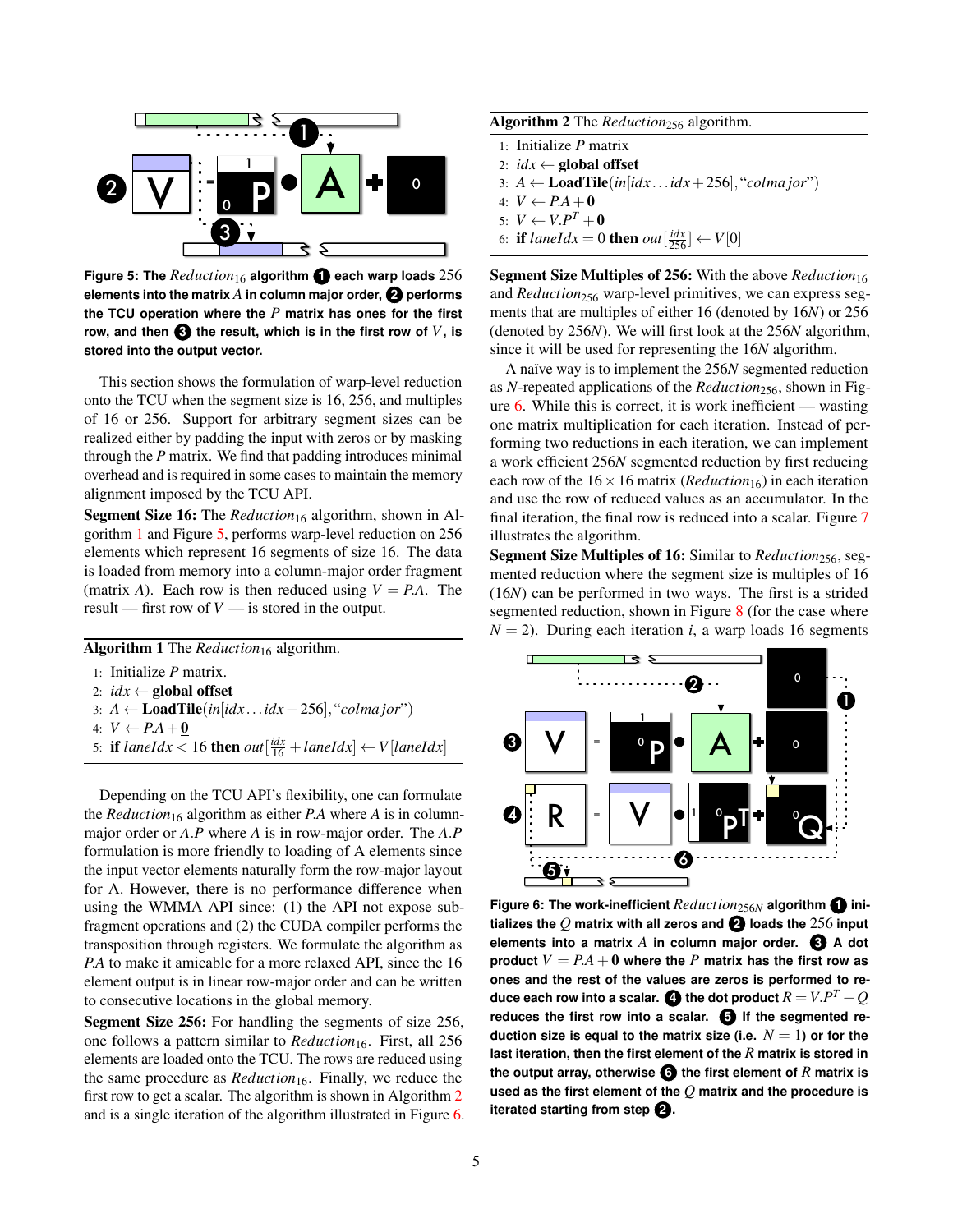**Figure 5:** The $Reduction_{16}$ algorithm ❶ each warp loads 256 elements into the matrix $A$ in column major order, ❷ performs the TCU operation where the $P$ matrix has ones for the first row, and then ❸ the result, which is in the first row of $V$, is stored into the output vector.

This section shows the formulation of warp-level reduction onto the TCU when the segment size is 16, 256, and multiples of 16 or 256. Support for arbitrary segment sizes can be realized either by padding the input with zeros or by masking through the $P$ matrix. We find that padding introduces minimal overhead and is required in some cases to maintain the memory alignment imposed by the TCU API.

**Segment Size 16:** The $Reduction_{16}$ algorithm, shown in Algorithm 1 and Figure 5, performs warp-level reduction on 256 elements which represent 16 segments of size 16. The data is loaded from memory into a column-major order fragment (matrix $A$). Each row is then reduced using $V = P.A$. The result — first row of $V$ — is stored in the output.

**Algorithm 1** The $Reduction_{16}$ algorithm.

1: Initialize $P$ matrix.
2: $idx \leftarrow$ **global offset**
3: $A \leftarrow$ **LoadTile**$(in[idx \ldots idx+256], \text{"}colmajor\text{"})$
4: $V \leftarrow P.A + \mathbf{0}$
5: **if** $laneIdx < 16$ **then** $out[\frac{idx}{16} + laneIdx] \leftarrow V[laneIdx]$

Depending on the TCU API's flexibility, one can formulate the $Reduction_{16}$ algorithm as either $P.A$ where $A$ is in column-major order or $A.P$ where $A$ is in row-major order. The $A.P$ formulation is more friendly to loading of A elements since the input vector elements naturally form the row-major layout for A. However, there is no performance difference when using the WMMA API since: (1) the API not expose sub-fragment operations and (2) the CUDA compiler performs the transposition through registers. We formulate the algorithm as $P.A$ to make it amicable for a more relaxed API, since the 16 element output is in linear row-major order and can be written to consecutive locations in the global memory.

**Segment Size 256:** For handling the segments of size 256, one follows a pattern similar to $Reduction_{16}$. First, all 256 elements are loaded onto the TCU. The rows are reduced using the same procedure as $Reduction_{16}$. Finally, we reduce the first row to get a scalar. The algorithm is shown in Algorithm 2 and is a single iteration of the algorithm illustrated in Figure 6.

**Algorithm 2** The $Reduction_{256}$ algorithm.

1: Initialize $P$ matrix
2: $idx \leftarrow$ **global offset**
3: $A \leftarrow$ **LoadTile**$(in[idx \ldots idx+256], \text{"}colmajor\text{"})$
4: $V \leftarrow P.A + \mathbf{0}$
5: $V \leftarrow V.P^T + \mathbf{0}$
6: **if** $laneIdx = 0$ **then** $out[\frac{idx}{256}] \leftarrow V[0]$

**Segment Size Multiples of 256:** With the above $Reduction_{16}$ and $Reduction_{256}$ warp-level primitives, we can express segments that are multiples of either 16 (denoted by $16N$) or 256 (denoted by $256N$). We will first look at the $256N$ algorithm, since it will be used for representing the $16N$ algorithm.

A naïve way is to implement the $256N$ segmented reduction as $N$-repeated applications of the $Reduction_{256}$, shown in Figure 6. While this is correct, it is work inefficient — wasting one matrix multiplication for each iteration. Instead of performing two reductions in each iteration, we can implement a work efficient $256N$ segmented reduction by first reducing each row of the $16 \times 16$ matrix ($Reduction_{16}$) in each iteration and use the row of reduced values as an accumulator. In the final iteration, the final row is reduced into a scalar. Figure 7 illustrates the algorithm.

**Segment Size Multiples of 16:** Similar to $Reduction_{256}$, segmented reduction where the segment size is multiples of 16 ($16N$) can be performed in two ways. The first is a strided segmented reduction, shown in Figure 8 (for the case where $N = 2$). During each iteration $i$, a warp loads 16 segments

**Figure 6:** The work-inefficient $Reduction_{256N}$ algorithm ❶ initializes the $Q$ matrix with all zeros and ❷ loads the 256 input elements into a matrix $A$ in column major order. ❸ A dot product $V = P.A + \mathbf{0}$ where the $P$ matrix has the first row as ones and the rest of the values are zeros is performed to reduce each row into a scalar. ❹ the dot product $R = V.P^T + Q$ reduces the first row into a scalar. ❺ If the segmented reduction size is equal to the matrix size (i.e. $N = 1$) or for the last iteration, then the first element of the $R$ matrix is stored in the output array, otherwise ❻ the first element of $R$ matrix is used as the first element of the $Q$ matrix and the procedure is iterated starting from step ❷.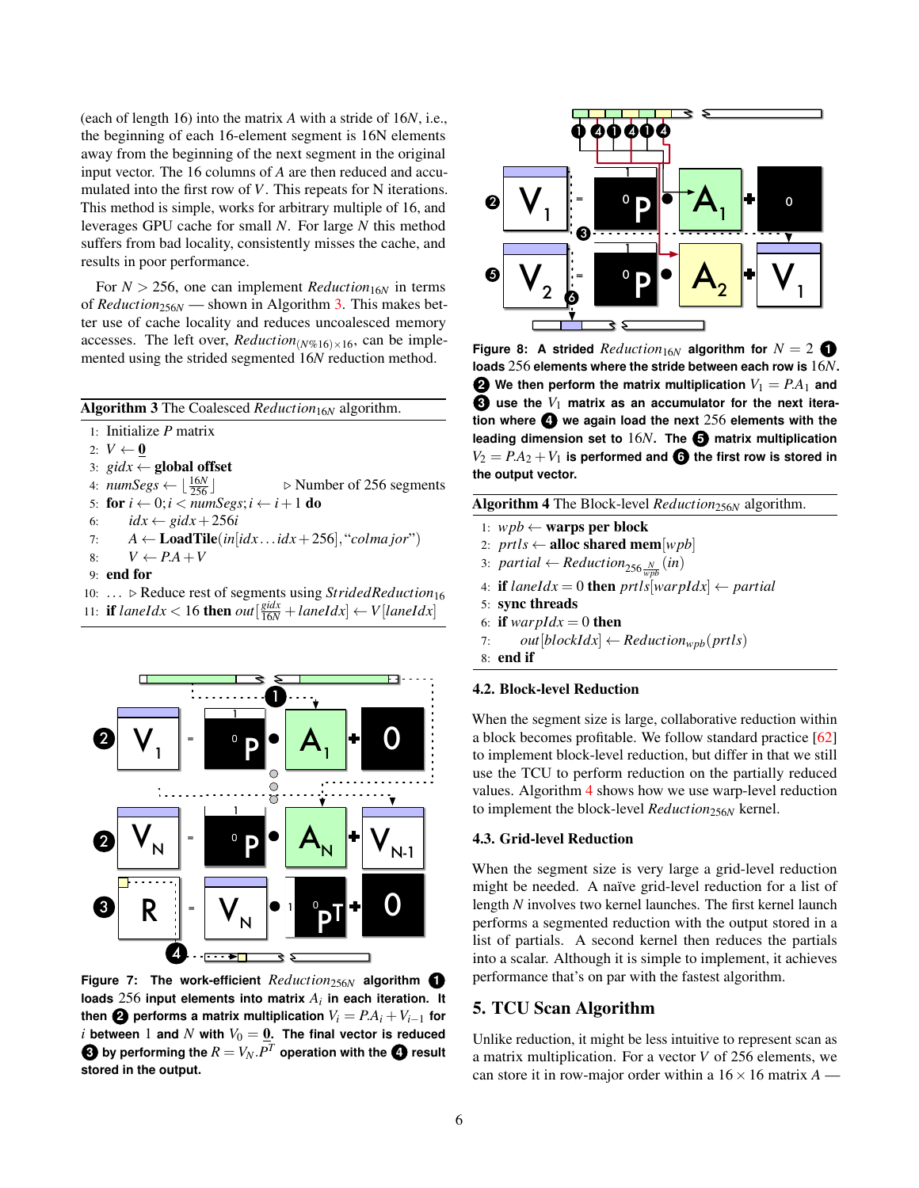(each of length 16) into the matrix $A$ with a stride of $16N$, i.e., the beginning of each 16-element segment is 16N elements away from the beginning of the next segment in the original input vector. The 16 columns of $A$ are then reduced and accumulated into the first row of $V$. This repeats for N iterations. This method is simple, works for arbitrary multiple of 16, and leverages GPU cache for small $N$. For large $N$ this method suffers from bad locality, consistently misses the cache, and results in poor performance.

For $N > 256$, one can implement $Reduction_{16N}$ in terms of $Reduction_{256N}$ — shown in Algorithm 3. This makes better use of cache locality and reduces uncoalesced memory accesses. The left over, $Reduction_{(N\%16)\times 16}$, can be implemented using the strided segmented $16N$ reduction method.

**Algorithm 3** The Coalesced $Reduction_{16N}$ algorithm.

```
1:  Initialize P matrix
2:  V ← 0
3:  gidx ← global offset
4:  numSegs ← ⌊16N/256⌋                    ▷ Number of 256 segments
5:  for i ← 0; i < numSegs; i ← i+1 do
6:      idx ← gidx + 256i
7:      A ← LoadTile(in[idx ... idx+256], "colmajor")
8:      V ← P.A + V
9:  end for
10: ... ▷ Reduce rest of segments using StridedReduction_16
11: if laneIdx < 16 then out[gidx/16N + laneIdx] ← V[laneIdx]
```

Figure 7: The work-efficient $Reduction_{256N}$ algorithm ❶ loads 256 input elements into matrix $A_i$ in each iteration. It then ❷ performs a matrix multiplication $V_i = P.A_i + V_{i-1}$ for $i$ between 1 and $N$ with $V_0 = \mathbf{0}$. The final vector is reduced ❸ by performing the $R = V_N.P^T$ operation with the ❹ result stored in the output.

Figure 8: A strided $Reduction_{16N}$ algorithm for $N = 2$ ❶ loads 256 elements where the stride between each row is $16N$. ❷ We then perform the matrix multiplication $V_1 = P.A_1$ and ❸ use the $V_1$ matrix as an accumulator for the next iteration where ❹ we again load the next 256 elements with the leading dimension set to $16N$. The ❺ matrix multiplication $V_2 = P.A_2 + V_1$ is performed and ❻ the first row is stored in the output vector.

**Algorithm 4** The Block-level $Reduction_{256N}$ algorithm.

```
1: wpb ← warps per block
2: prtls ← alloc shared mem[wpb]
3: partial ← Reduction_{256 N/wpb}(in)
4: if laneIdx = 0 then prtls[warpIdx] ← partial
5: sync threads
6: if warpIdx = 0 then
7:     out[blockIdx] ← Reduction_wpb(prtls)
8: end if
```

### 4.2. Block-level Reduction

When the segment size is large, collaborative reduction within a block becomes profitable. We follow standard practice [62] to implement block-level reduction, but differ in that we still use the TCU to perform reduction on the partially reduced values. Algorithm 4 shows how we use warp-level reduction to implement the block-level $Reduction_{256N}$ kernel.

### 4.3. Grid-level Reduction

When the segment size is very large a grid-level reduction might be needed. A naïve grid-level reduction for a list of length $N$ involves two kernel launches. The first kernel launch performs a segmented reduction with the output stored in a list of partials. A second kernel then reduces the partials into a scalar. Although it is simple to implement, it achieves performance that's on par with the fastest algorithm.

## 5. TCU Scan Algorithm

Unlike reduction, it might be less intuitive to represent scan as a matrix multiplication. For a vector $V$ of 256 elements, we can store it in row-major order within a $16 \times 16$ matrix $A$ —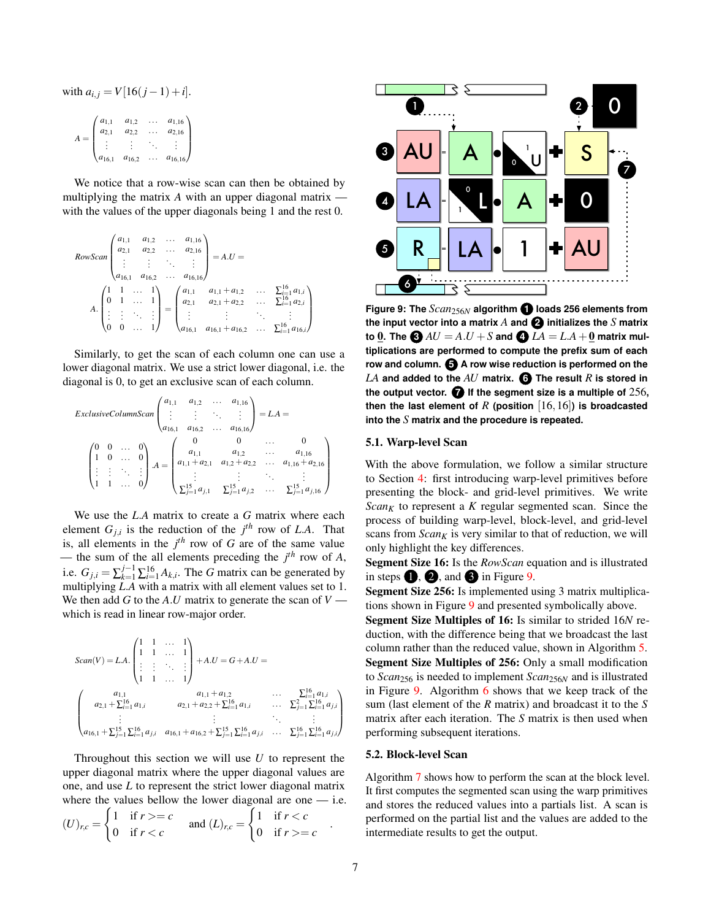with $a_{i,j} = V[16(j-1)+i]$.

$$A = \begin{pmatrix} a_{1,1} & a_{1,2} & \dots & a_{1,16} \\ a_{2,1} & a_{2,2} & \dots & a_{2,16} \\ \vdots & \vdots & \ddots & \vdots \\ a_{16,1} & a_{16,2} & \dots & a_{16,16} \end{pmatrix}$$

We notice that a row-wise scan can then be obtained by multiplying the matrix $A$ with an upper diagonal matrix — with the values of the upper diagonals being 1 and the rest 0.

$$RowScan \begin{pmatrix} a_{1,1} & a_{1,2} & \dots & a_{1,16} \\ a_{2,1} & a_{2,2} & \dots & a_{2,16} \\ \vdots & \vdots & \ddots & \vdots \\ a_{16,1} & a_{16,2} & \dots & a_{16,16} \end{pmatrix} = A.U =$$

$$A. \begin{pmatrix} 1 & 1 & \dots & 1 \\ 0 & 1 & \dots & 1 \\ \vdots & \vdots & \ddots & \vdots \\ 0 & 0 & \dots & 1 \end{pmatrix} = \begin{pmatrix} a_{1,1} & a_{1,1}+a_{1,2} & \dots & \sum_{i=1}^{16} a_{1,i} \\ a_{2,1} & a_{2,1}+a_{2,2} & \dots & \sum_{i=1}^{16} a_{2,i} \\ \vdots & \vdots & \ddots & \vdots \\ a_{16,1} & a_{16,1}+a_{16,2} & \dots & \sum_{i=1}^{16} a_{16,i} \end{pmatrix}$$

Similarly, to get the scan of each column one can use a lower diagonal matrix. We use a strict lower diagonal, i.e. the diagonal is 0, to get an exclusive scan of each column.

$$ExclusiveColumnScan \begin{pmatrix} a_{1,1} & a_{1,2} & \dots & a_{1,16} \\ \vdots & \vdots & \ddots & \vdots \\ a_{16,1} & a_{16,2} & \dots & a_{16,16} \end{pmatrix} = L.A =$$

$$\begin{pmatrix} 0 & 0 & \dots & 0 \\ 1 & 0 & \dots & 0 \\ \vdots & \vdots & \ddots & \vdots \\ 1 & 1 & \dots & 0 \end{pmatrix} .A = \begin{pmatrix} 0 & 0 & \dots & 0 \\ a_{1,1} & a_{1,2} & \dots & a_{1,16} \\ a_{1,1}+a_{2,1} & a_{1,2}+a_{2,2} & \dots & a_{1,16}+a_{2,16} \\ \vdots & \vdots & \ddots & \vdots \\ \sum_{j=1}^{15} a_{j,1} & \sum_{j=1}^{15} a_{j,2} & \dots & \sum_{j=1}^{15} a_{j,16} \end{pmatrix}$$

We use the $L.A$ matrix to create a $G$ matrix where each element $G_{j,i}$ is the reduction of the $j^{th}$ row of $L.A$. That is, all elements in the $j^{th}$ row of $G$ are of the same value — the sum of the all elements preceding the $j^{th}$ row of $A$, i.e. $G_{j,i} = \sum_{k=1}^{j-1} \sum_{i=1}^{16} A_{k,i}$. The $G$ matrix can be generated by multiplying $L.A$ with a matrix with all element values set to 1. We then add $G$ to the $A.U$ matrix to generate the scan of $V$ — which is read in linear row-major order.

$$Scan(V) = L.A. \begin{pmatrix} 1 & 1 & \dots & 1 \\ 1 & 1 & \dots & 1 \\ \vdots & \vdots & \ddots & \vdots \\ 1 & 1 & \dots & 1 \end{pmatrix} + A.U = G + A.U =$$

$$\begin{pmatrix} a_{1,1} & a_{1,1}+a_{1,2} & \dots & \sum_{i=1}^{16} a_{1,i} \\ a_{2,1}+\sum_{i=1}^{16} a_{1,i} & a_{2,1}+a_{2,2}+\sum_{i=1}^{16} a_{1,i} & \dots & \sum_{j=1}^{2}\sum_{i=1}^{16} a_{j,i} \\ \vdots & \vdots & \ddots & \vdots \\ a_{16,1}+\sum_{j=1}^{15}\sum_{i=1}^{16} a_{j,i} & a_{16,1}+a_{16,2}+\sum_{j=1}^{15}\sum_{i=1}^{16} a_{j,i} & \dots & \sum_{j=1}^{16}\sum_{i=1}^{16} a_{j,i} \end{pmatrix}$$

Throughout this section we will use $U$ to represent the upper diagonal matrix where the upper diagonal values are one, and use $L$ to represent the strict lower diagonal matrix where the values bellow the lower diagonal are one — i.e.

$$(U)_{r,c} = \begin{cases} 1 & \text{if } r >= c \\ 0 & \text{if } r < c \end{cases} \quad \text{and} \quad (L)_{r,c} = \begin{cases} 1 & \text{if } r < c \\ 0 & \text{if } r >= c \end{cases} .$$

**Figure 9: The $Scan_{256N}$ algorithm ❶ loads 256 elements from the input vector into a matrix $A$ and ❷ initializes the $S$ matrix to $\underline{0}$. The ❸ $AU = A.U + S$ and ❹ $LA = L.A + \underline{0}$ matrix multiplications are performed to compute the prefix sum of each row and column. ❺ A row wise reduction is performed on the $LA$ and added to the $AU$ matrix. ❻ The result $R$ is stored in the output vector. ❼ If the segment size is a multiple of 256, then the last element of $R$ (position $[16,16]$) is broadcasted into the $S$ matrix and the procedure is repeated.**

### 5.1. Warp-level Scan

With the above formulation, we follow a similar structure to Section 4: first introducing warp-level primitives before presenting the block- and grid-level primitives. We write $Scan_K$ to represent a $K$ regular segmented scan. Since the process of building warp-level, block-level, and grid-level scans from $Scan_K$ is very similar to that of reduction, we will only highlight the key differences.

**Segment Size 16:** Is the *RowScan* equation and is illustrated in steps ❶, ❷, and ❸ in Figure 9.

**Segment Size 256:** Is implemented using 3 matrix multiplications shown in Figure 9 and presented symbolically above.

**Segment Size Multiples of 16:** Is similar to strided $16N$ reduction, with the difference being that we broadcast the last column rather than the reduced value, shown in Algorithm 5.

**Segment Size Multiples of 256:** Only a small modification to $Scan_{256}$ is needed to implement $Scan_{256N}$ and is illustrated in Figure 9. Algorithm 6 shows that we keep track of the sum (last element of the $R$ matrix) and broadcast it to the $S$ matrix after each iteration. The $S$ matrix is then used when performing subsequent iterations.

### 5.2. Block-level Scan

Algorithm 7 shows how to perform the scan at the block level. It first computes the segmented scan using the warp primitives and stores the reduced values into a partials list. A scan is performed on the partial list and the values are added to the intermediate results to get the output.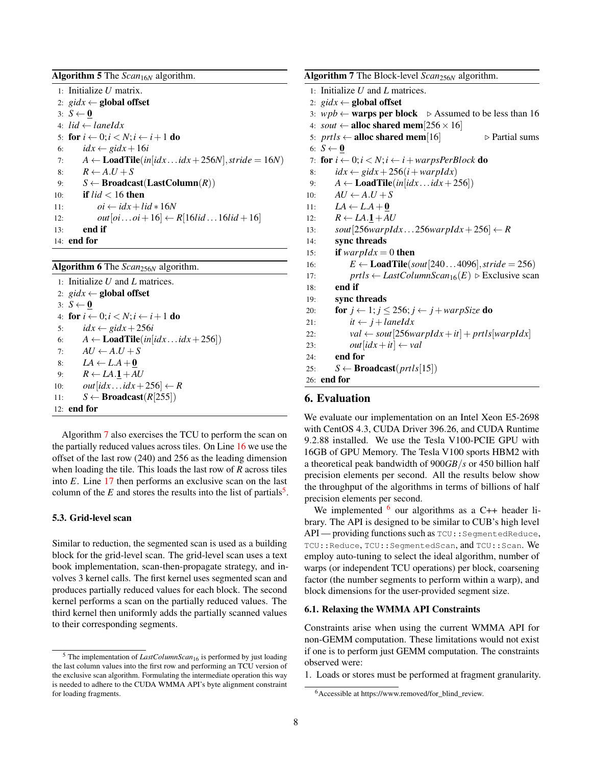**Algorithm 5** The $Scan_{16N}$ algorithm.

```
1: Initialize U matrix.
2: gidx ← global offset
3: S ← 0
4: lid ← laneIdx
5: for i ← 0; i < N; i ← i+1 do
6:     idx ← gidx + 16i
7:     A ← LoadTile(in[idx...idx+256N], stride = 16N)
8:     R ← A.U + S
9:     S ← Broadcast(LastColumn(R))
10:    if lid < 16 then
11:        oi ← idx + lid * 16N
12:        out[oi...oi+16] ← R[16lid...16lid+16]
13:    end if
14: end for
```

**Algorithm 6** The $Scan_{256N}$ algorithm.

```
1: Initialize U and L matrices.
2: gidx ← global offset
3: S ← 0
4: for i ← 0; i < N; i ← i+1 do
5:     idx ← gidx + 256i
6:     A ← LoadTile(in[idx...idx+256])
7:     AU ← A.U + S
8:     LA ← L.A + 0
9:     R ← LA.1 + AU
10:    out[idx...idx+256] ← R
11:    S ← Broadcast(R[255])
12: end for
```

Algorithm 7 also exercises the TCU to perform the scan on the partially reduced values across tiles. On Line 16 we use the offset of the last row (240) and 256 as the leading dimension when loading the tile. This loads the last row of $R$ across tiles into $E$. Line 17 then performs an exclusive scan on the last column of the $E$ and stores the results into the list of partials[5].

### 5.3. Grid-level scan

Similar to reduction, the segmented scan is used as a building block for the grid-level scan. The grid-level scan uses a text book implementation, scan-then-propagate strategy, and involves 3 kernel calls. The first kernel uses segmented scan and produces partially reduced values for each block. The second kernel performs a scan on the partially reduced values. The third kernel then uniformly adds the partially scanned values to their corresponding segments.

[5] The implementation of $LastColumnScan_{16}$ is performed by just loading the last column values into the first row and performing an TCU version of the exclusive scan algorithm. Formulating the intermediate operation this way is needed to adhere to the CUDA WMMA API's byte alignment constraint for loading fragments.

**Algorithm 7** The Block-level $Scan_{256N}$ algorithm.

```
1: Initialize U and L matrices.
2: gidx ← global offset
3: wpb ← warps per block          ▷ Assumed to be less than 16
4: sout ← alloc shared mem[256 × 16]
5: prtls ← alloc shared mem[16]                  ▷ Partial sums
6: S ← 0
7: for i ← 0; i < N; i ← i + warpsPerBlock do
8:     idx ← gidx + 256(i + warpIdx)
9:     A ← LoadTile(in[idx...idx+256])
10:    AU ← A.U + S
11:    LA ← L.A + 0
12:    R ← LA.1 + AU
13:    sout[256warpIdx...256warpIdx+256] ← R
14:    sync threads
15:    if warpIdx = 0 then
16:        E ← LoadTile(sout[240...4096], stride = 256)
17:        prtls ← LastColumnScan_16(E)  ▷ Exclusive scan
18:    end if
19:    sync threads
20:    for j ← 1; j ≤ 256; j ← j + warpSize do
21:        it ← j + laneIdx
22:        val ← sout[256warpIdx + it] + prtls[warpIdx]
23:        out[idx + it] ← val
24:    end for
25:    S ← Broadcast(prtls[15])
26: end for
```

## 6. Evaluation

We evaluate our implementation on an Intel Xeon E5-2698 with CentOS 4.3, CUDA Driver 396.26, and CUDA Runtime 9.2.88 installed. We use the Tesla V100-PCIE GPU with 16GB of GPU Memory. The Tesla V100 sports HBM2 with a theoretical peak bandwidth of $900GB/s$ or 450 billion half precision elements per second. All the results below show the throughput of the algorithms in terms of billions of half precision elements per second.

We implemented [6] our algorithms as a C++ header library. The API is designed to be similar to CUB's high level API — providing functions such as `TCU::SegmentedReduce`, `TCU::Reduce`, `TCU::SegmentedScan`, and `TCU::Scan`. We employ auto-tuning to select the ideal algorithm, number of warps (or independent TCU operations) per block, coarsening factor (the number segments to perform within a warp), and block dimensions for the user-provided segment size.

### 6.1. Relaxing the WMMA API Constraints

Constraints arise when using the current WMMA API for non-GEMM computation. These limitations would not exist if one is to perform just GEMM computation. The constraints observed were:

1. Loads or stores must be performed at fragment granularity.

[6] Accessible at https://www.removed/for_blind_review.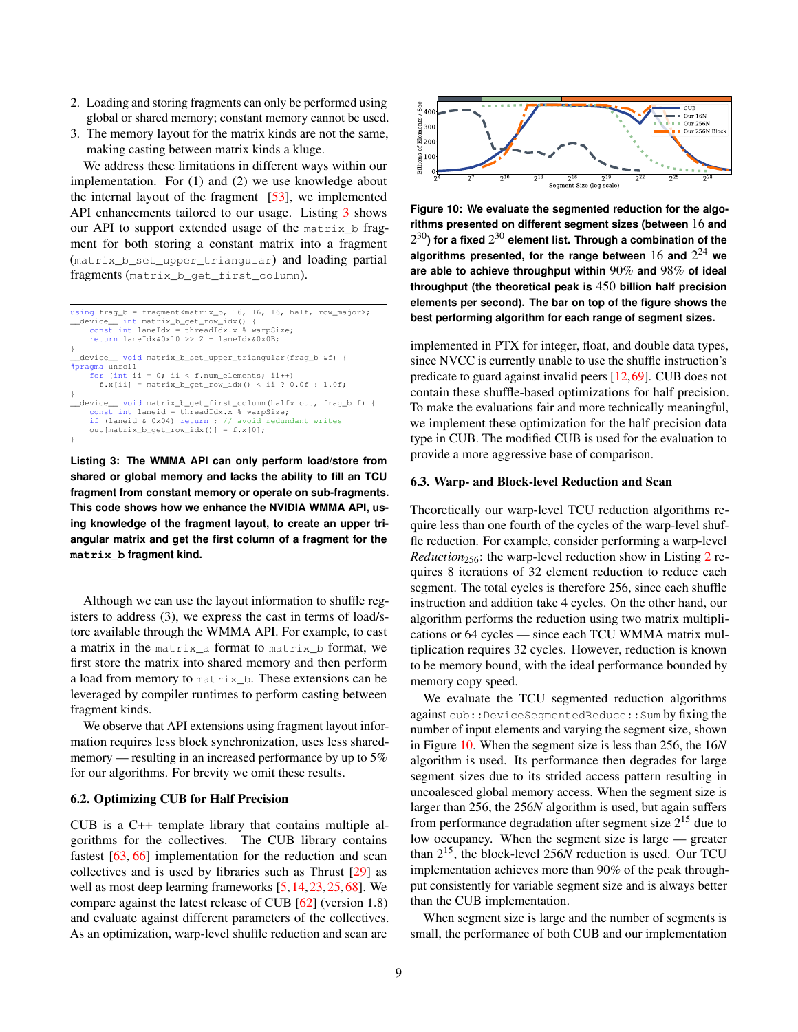2. Loading and storing fragments can only be performed using global or shared memory; constant memory cannot be used.
3. The memory layout for the matrix kinds are not the same, making casting between matrix kinds a kluge.

We address these limitations in different ways within our implementation. For (1) and (2) we use knowledge about the internal layout of the fragment [53], we implemented API enhancements tailored to our usage. Listing 3 shows our API to support extended usage of the `matrix_b` fragment for both storing a constant matrix into a fragment (`matrix_b_set_upper_triangular`) and loading partial fragments (`matrix_b_get_first_column`).

```
using frag_b = fragment<matrix_b, 16, 16, 16, half, row_major>;
__device__ int matrix_b_get_row_idx() {
    const int laneIdx = threadIdx.x % warpSize;
    return laneIdx&0x10 >> 2 + laneIdx&0x0B;
}
__device__ void matrix_b_set_upper_triangular(frag_b &f) {
#pragma unroll
    for (int ii = 0; ii < f.num_elements; ii++)
      f.x[ii] = matrix_b_get_row_idx() < ii ? 0.0f : 1.0f;
}
__device__ void matrix_b_get_first_column(half* out, frag_b f) {
    const int laneid = threadIdx.x % warpSize;
    if (laneid & 0x04) return ; // avoid redundant writes
    out[matrix_b_get_row_idx()] = f.x[0];
}
```

**Listing 3: The WMMA API can only perform load/store from shared or global memory and lacks the ability to fill an TCU fragment from constant memory or operate on sub-fragments. This code shows how we enhance the NVIDIA WMMA API, using knowledge of the fragment layout, to create an upper triangular matrix and get the first column of a fragment for the `matrix_b` fragment kind.**

Although we can use the layout information to shuffle registers to address (3), we express the cast in terms of load/store available through the WMMA API. For example, to cast a matrix in the `matrix_a` format to `matrix_b` format, we first store the matrix into shared memory and then perform a load from memory to `matrix_b`. These extensions can be leveraged by compiler runtimes to perform casting between fragment kinds.

We observe that API extensions using fragment layout information requires less block synchronization, uses less shared-memory — resulting in an increased performance by up to 5% for our algorithms. For brevity we omit these results.

### 6.2. Optimizing CUB for Half Precision

CUB is a C++ template library that contains multiple algorithms for the collectives. The CUB library contains fastest [63, 66] implementation for the reduction and scan collectives and is used by libraries such as Thrust [29] as well as most deep learning frameworks [5, 14, 23, 25, 68]. We compare against the latest release of CUB [62] (version 1.8) and evaluate against different parameters of the collectives. As an optimization, warp-level shuffle reduction and scan are implemented in PTX for integer, float, and double data types, since NVCC is currently unable to use the shuffle instruction's predicate to guard against invalid peers [12, 69]. CUB does not contain these shuffle-based optimizations for half precision. To make the evaluations fair and more technically meaningful, we implement these optimization for the half precision data type in CUB. The modified CUB is used for the evaluation to provide a more aggressive base of comparison.

**Figure 10: We evaluate the segmented reduction for the algorithms presented on different segment sizes (between $16$ and $2^{30}$) for a fixed $2^{30}$ element list. Through a combination of the algorithms presented, for the range between $16$ and $2^{24}$ we are able to achieve throughput within $90\%$ and $98\%$ of ideal throughput (the theoretical peak is $450$ billion half precision elements per second). The bar on top of the figure shows the best performing algorithm for each range of segment sizes.**

### 6.3. Warp- and Block-level Reduction and Scan

Theoretically our warp-level TCU reduction algorithms require less than one fourth of the cycles of the warp-level shuffle reduction. For example, consider performing a warp-level $Reduction_{256}$: the warp-level reduction show in Listing 2 requires 8 iterations of 32 element reduction to reduce each segment. The total cycles is therefore 256, since each shuffle instruction and addition take 4 cycles. On the other hand, our algorithm performs the reduction using two matrix multiplications or 64 cycles — since each TCU WMMA matrix multiplication requires 32 cycles. However, reduction is known to be memory bound, with the ideal performance bounded by memory copy speed.

We evaluate the TCU segmented reduction algorithms against `cub::DeviceSegmentedReduce::Sum` by fixing the number of input elements and varying the segment size, shown in Figure 10. When the segment size is less than 256, the $16N$ algorithm is used. Its performance then degrades for large segment sizes due to its strided access pattern resulting in uncoalesced global memory access. When the segment size is larger than 256, the $256N$ algorithm is used, but again suffers from performance degradation after segment size $2^{15}$ due to low occupancy. When the segment size is large — greater than $2^{15}$, the block-level $256N$ reduction is used. Our TCU implementation achieves more than 90% of the peak throughput consistently for variable segment size and is always better than the CUB implementation.

When segment size is large and the number of segments is small, the performance of both CUB and our implementation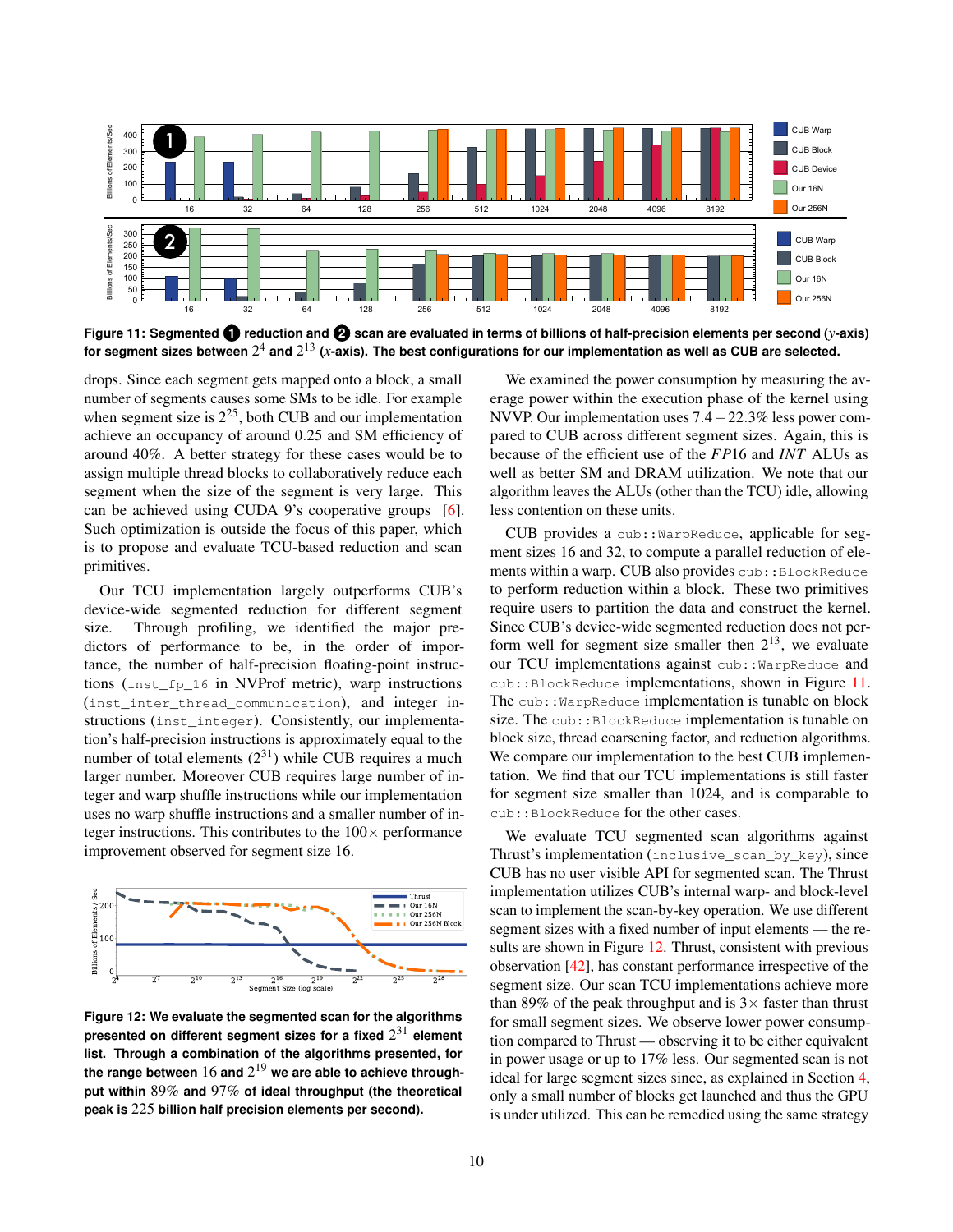**Figure 11: Segmented ❶ reduction and ❷ scan are evaluated in terms of billions of half-precision elements per second ($y$-axis) for segment sizes between $2^4$ and $2^{13}$ ($x$-axis). The best configurations for our implementation as well as CUB are selected.**

drops. Since each segment gets mapped onto a block, a small number of segments causes some SMs to be idle. For example when segment size is $2^{25}$, both CUB and our implementation achieve an occupancy of around 0.25 and SM efficiency of around 40%. A better strategy for these cases would be to assign multiple thread blocks to collaboratively reduce each segment when the size of the segment is very large. This can be achieved using CUDA 9's cooperative groups [6]. Such optimization is outside the focus of this paper, which is to propose and evaluate TCU-based reduction and scan primitives.

Our TCU implementation largely outperforms CUB's device-wide segmented reduction for different segment size. Through profiling, we identified the major predictors of performance to be, in the order of importance, the number of half-precision floating-point instructions (`inst_fp_16` in NVProf metric), warp instructions (`inst_inter_thread_communication`), and integer instructions (`inst_integer`). Consistently, our implementation's half-precision instructions is approximately equal to the number of total elements ($2^{31}$) while CUB requires a much larger number. Moreover CUB requires large number of integer and warp shuffle instructions while our implementation uses no warp shuffle instructions and a smaller number of integer instructions. This contributes to the $100\times$ performance improvement observed for segment size 16.

**Figure 12: We evaluate the segmented scan for the algorithms presented on different segment sizes for a fixed $2^{31}$ element list. Through a combination of the algorithms presented, for the range between 16 and $2^{19}$ we are able to achieve throughput within 89% and 97% of ideal throughput (the theoretical peak is 225 billion half precision elements per second).**

We examined the power consumption by measuring the average power within the execution phase of the kernel using NVVP. Our implementation uses $7.4-22.3\%$ less power compared to CUB across different segment sizes. Again, this is because of the efficient use of the $FP16$ and $INT$ ALUs as well as better SM and DRAM utilization. We note that our algorithm leaves the ALUs (other than the TCU) idle, allowing less contention on these units.

CUB provides a `cub::WarpReduce`, applicable for segment sizes 16 and 32, to compute a parallel reduction of elements within a warp. CUB also provides `cub::BlockReduce` to perform reduction within a block. These two primitives require users to partition the data and construct the kernel. Since CUB's device-wide segmented reduction does not perform well for segment size smaller then $2^{13}$, we evaluate our TCU implementations against `cub::WarpReduce` and `cub::BlockReduce` implementations, shown in Figure 11. The `cub::WarpReduce` implementation is tunable on block size. The `cub::BlockReduce` implementation is tunable on block size, thread coarsening factor, and reduction algorithms. We compare our implementation to the best CUB implementation. We find that our TCU implementations is still faster for segment size smaller than 1024, and is comparable to `cub::BlockReduce` for the other cases.

We evaluate TCU segmented scan algorithms against Thrust's implementation (`inclusive_scan_by_key`), since CUB has no user visible API for segmented scan. The Thrust implementation utilizes CUB's internal warp- and block-level scan to implement the scan-by-key operation. We use different segment sizes with a fixed number of input elements — the results are shown in Figure 12. Thrust, consistent with previous observation [42], has constant performance irrespective of the segment size. Our scan TCU implementations achieve more than 89% of the peak throughput and is $3\times$ faster than thrust for small segment sizes. We observe lower power consumption compared to Thrust — observing it to be either equivalent in power usage or up to 17% less. Our segmented scan is not ideal for large segment sizes since, as explained in Section 4, only a small number of blocks get launched and thus the GPU is under utilized. This can be remedied using the same strategy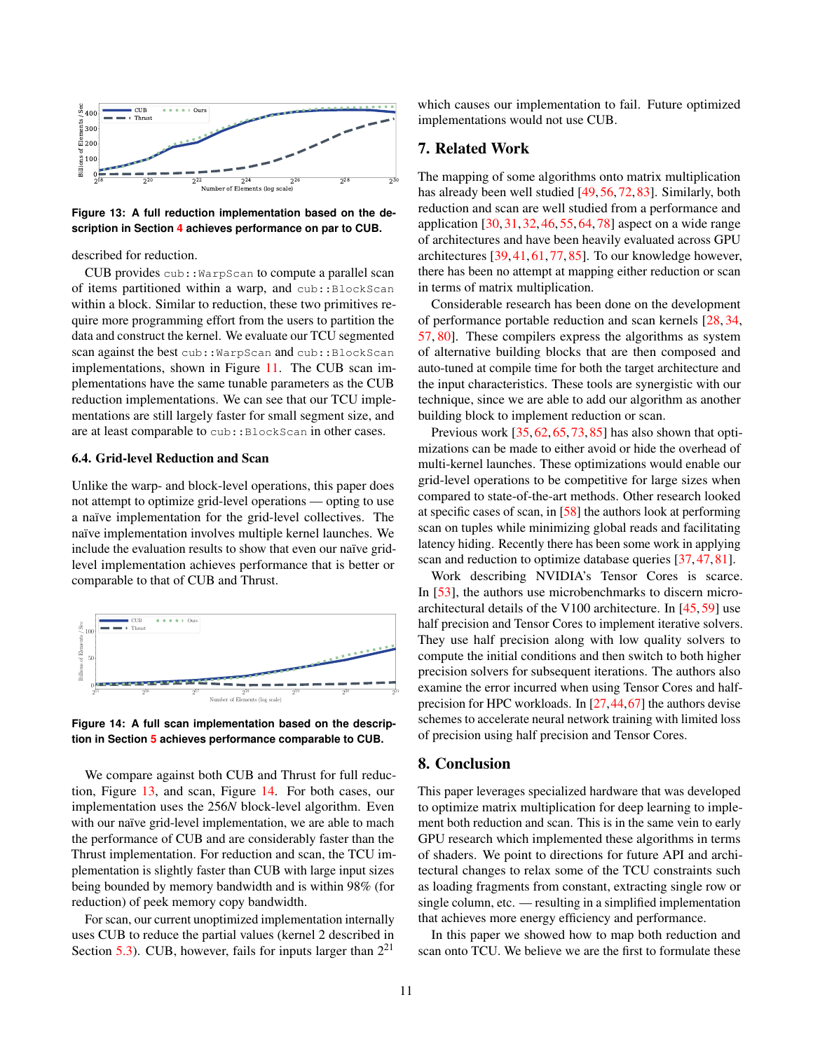Figure 13: A full reduction implementation based on the description in Section 4 achieves performance on par to CUB.

described for reduction.

CUB provides `cub::WarpScan` to compute a parallel scan of items partitioned within a warp, and `cub::BlockScan` within a block. Similar to reduction, these two primitives require more programming effort from the users to partition the data and construct the kernel. We evaluate our TCU segmented scan against the best `cub::WarpScan` and `cub::BlockScan` implementations, shown in Figure 11. The CUB scan implementations have the same tunable parameters as the CUB reduction implementations. We can see that our TCU implementations are still largely faster for small segment size, and are at least comparable to `cub::BlockScan` in other cases.

### 6.4. Grid-level Reduction and Scan

Unlike the warp- and block-level operations, this paper does not attempt to optimize grid-level operations — opting to use a naïve implementation for the grid-level collectives. The naïve implementation involves multiple kernel launches. We include the evaluation results to show that even our naïve grid-level implementation achieves performance that is better or comparable to that of CUB and Thrust.

Figure 14: A full scan implementation based on the description in Section 5 achieves performance comparable to CUB.

We compare against both CUB and Thrust for full reduction, Figure 13, and scan, Figure 14. For both cases, our implementation uses the $256N$ block-level algorithm. Even with our naïve grid-level implementation, we are able to mach the performance of CUB and are considerably faster than the Thrust implementation. For reduction and scan, the TCU implementation is slightly faster than CUB with large input sizes being bounded by memory bandwidth and is within 98% (for reduction) of peek memory copy bandwidth.

For scan, our current unoptimized implementation internally uses CUB to reduce the partial values (kernel 2 described in Section 5.3). CUB, however, fails for inputs larger than $2^{21}$ which causes our implementation to fail. Future optimized implementations would not use CUB.

## 7. Related Work

The mapping of some algorithms onto matrix multiplication has already been well studied [49, 56, 72, 83]. Similarly, both reduction and scan are well studied from a performance and application [30, 31, 32, 46, 55, 64, 78] aspect on a wide range of architectures and have been heavily evaluated across GPU architectures [39, 41, 61, 77, 85]. To our knowledge however, there has been no attempt at mapping either reduction or scan in terms of matrix multiplication.

Considerable research has been done on the development of performance portable reduction and scan kernels [28, 34, 57, 80]. These compilers express the algorithms as system of alternative building blocks that are then composed and auto-tuned at compile time for both the target architecture and the input characteristics. These tools are synergistic with our technique, since we are able to add our algorithm as another building block to implement reduction or scan.

Previous work [35, 62, 65, 73, 85] has also shown that optimizations can be made to either avoid or hide the overhead of multi-kernel launches. These optimizations would enable our grid-level operations to be competitive for large sizes when compared to state-of-the-art methods. Other research looked at specific cases of scan, in [58] the authors look at performing scan on tuples while minimizing global reads and facilitating latency hiding. Recently there has been some work in applying scan and reduction to optimize database queries [37, 47, 81].

Work describing NVIDIA's Tensor Cores is scarce. In [53], the authors use microbenchmarks to discern microarchitectural details of the V100 architecture. In [45, 59] use half precision and Tensor Cores to implement iterative solvers. They use half precision along with low quality solvers to compute the initial conditions and then switch to both higher precision solvers for subsequent iterations. The authors also examine the error incurred when using Tensor Cores and half-precision for HPC workloads. In [27, 44, 67] the authors devise schemes to accelerate neural network training with limited loss of precision using half precision and Tensor Cores.

## 8. Conclusion

This paper leverages specialized hardware that was developed to optimize matrix multiplication for deep learning to implement both reduction and scan. This is in the same vein to early GPU research which implemented these algorithms in terms of shaders. We point to directions for future API and architectural changes to relax some of the TCU constraints such as loading fragments from constant, extracting single row or single column, etc. — resulting in a simplified implementation that achieves more energy efficiency and performance.

In this paper we showed how to map both reduction and scan onto TCU. We believe we are the first to formulate these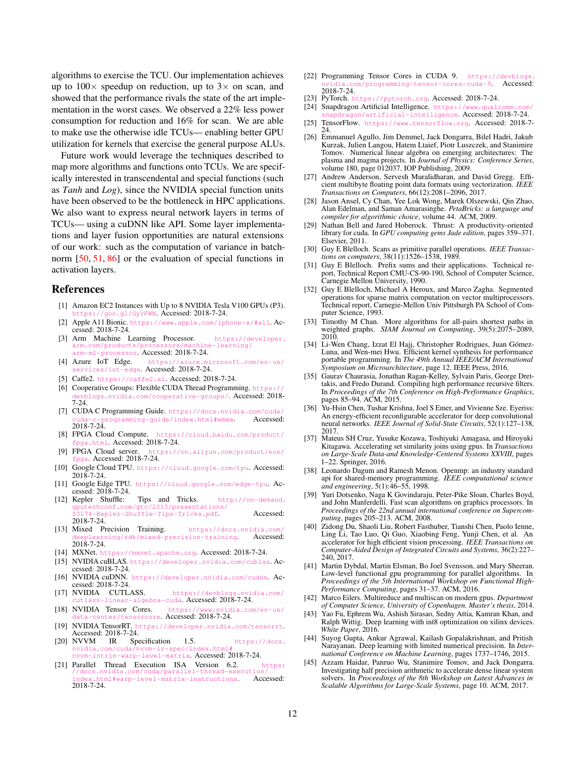algorithms to exercise the TCU. Our implementation achieves up to 100× speedup on reduction, up to 3× on scan, and showed that the performance rivals the state of the art implementation in the worst cases. We observed a 22% less power consumption for reduction and 16% for scan. We are able to make use the otherwise idle TCUs— enabling better GPU utilization for kernels that exercise the general purpose ALUs.

Future work would leverage the techniques described to map more algorithms and functions onto TCUs. We are specifically interested in transcendental and special functions (such as *Tanh* and *Log*), since the NVIDIA special function units have been observed to be the bottleneck in HPC applications. We also want to express neural network layers in terms of TCUs— using a cuDNN like API. Some layer implementations and layer fusion opportunities are natural extensions of our work: such as the computation of variance in batchnorm [50, 51, 86] or the evaluation of special functions in activation layers.

## References

[1] Amazon EC2 Instances with Up to 8 NVIDIA Tesla V100 GPUs (P3). https://goo.gl/GyrFWN. Accessed: 2018-7-24.

[2] Apple A11 Bionic. https://www.apple.com/iphone-x/#a11. Accessed: 2018-7-24.

[3] Arm Machine Learning Processor. https://developer.arm.com/products/processors/machine-learning/arm-ml-processor. Accessed: 2018-7-24.

[4] Azure IoT Edge. https://azure.microsoft.com/en-us/services/iot-edge. Accessed: 2018-7-24.

[5] Caffe2. https://caffe2.ai. Accessed: 2018-7-24.

[6] Cooperative Groups: Flexible CUDA Thread Programming. https://devblogs.nvidia.com/cooperative-groups/. Accessed: 2018-7-24.

[7] CUDA C Programming Guide. https://docs.nvidia.com/cuda/cuda-c-programming-guide/index.html#wmma. Accessed: 2018-7-24.

[8] FPGA Cloud Compute. https://cloud.baidu.com/product/fpga.html. Accessed: 2018-7-24.

[9] FPGA Cloud server. https://cn.aliyun.com/product/ecs/fpga. Accessed: 2018-7-24.

[10] Google Cloud TPU. https://cloud.google.com/tpu. Accessed: 2018-7-24.

[11] Google Edge TPU. https://cloud.google.com/edge-tpu. Accessed: 2018-7-24.

[12] Kepler Shuffle: Tips and Tricks. http://on-demand.gputechconf.com/gtc/2013/presentations/S3174-Kepler-Shuffle-Tips-Tricks.pdf. Accessed: 2018-7-24.

[13] Mixed Precision Training. https://docs.nvidia.com/deeplearning/sdk/mixed-precision-training. Accessed: 2018-7-24.

[14] MXNet. https://mxnet.apache.org. Accessed: 2018-7-24.

[15] NVIDIA cuBLAS. https://developer.nvidia.com/cublas. Accessed: 2018-7-24.

[16] NVIDIA cuDNN. https://developer.nvidia.com/cudnn. Accessed: 2018-7-24.

[17] NVIDIA CUTLASS. https://devblogs.nvidia.com/cutlass-linear-algebra-cuda. Accessed: 2018-7-24.

[18] NVIDIA Tensor Cores. https://www.nvidia.com/en-us/data-center/tensorcore. Accessed: 2018-7-24.

[19] NVIDIA TensorRT. https://developer.nvidia.com/tensorrt. Accessed: 2018-7-24.

[20] NVVM IR Specification 1.5. https://docs.nvidia.com/cuda/nvvm-ir-spec/index.html#nvvm-intrin-warp-level-matrix. Accessed: 2018-7-24.

[21] Parallel Thread Execution ISA Version 6.2. https://docs.nvidia.com/cuda/parallel-thread-execution/index.html#warp-level-matrix-instructions. Accessed: 2018-7-24.

[22] Programming Tensor Cores in CUDA 9. https://devblogs.nvidia.com/programming-tensor-cores-cuda-9. Accessed: 2018-7-24.

[23] PyTorch. https://pytorch.org. Accessed: 2018-7-24.

[24] Snapdragon Artificial Intelligence. https://www.qualcomm.com/snapdragon/artificial-intelligence. Accessed: 2018-7-24.

[25] TensorFlow. https://www.tensorflow.org. Accessed: 2018-7-24.

[26] Emmanuel Agullo, Jim Demmel, Jack Dongarra, Bilel Hadri, Jakub Kurzak, Julien Langou, Hatem Ltaief, Piotr Luszczek, and Stanimire Tomov. Numerical linear algebra on emerging architectures: The plasma and magma projects. In *Journal of Physics: Conference Series*, volume 180, page 012037. IOP Publishing, 2009.

[27] Andrew Anderson, Servesh Muralidharan, and David Gregg. Efficient multibyte floating point data formats using vectorization. *IEEE Transactions on Computers*, 66(12):2081–2096, 2017.

[28] Jason Ansel, Cy Chan, Yee Lok Wong, Marek Olszewski, Qin Zhao, Alan Edelman, and Saman Amarasinghe. *PetaBricks: a language and compiler for algorithmic choice*, volume 44. ACM, 2009.

[29] Nathan Bell and Jared Hoberock. Thrust: A productivity-oriented library for cuda. In *GPU computing gems Jade edition*, pages 359–371. Elsevier, 2011.

[30] Guy E Blelloch. Scans as primitive parallel operations. *IEEE Transactions on computers*, 38(11):1526–1538, 1989.

[31] Guy E Blelloch. Prefix sums and their applications. Technical report, Technical Report CMU-CS-90-190, School of Computer Science, Carnegie Mellon University, 1990.

[32] Guy E Blelloch, Michael A Heroux, and Marco Zagha. Segmented operations for sparse matrix computation on vector multiprocessors. Technical report, Carnegie-Mellon Univ Pittsburgh PA School of Computer Science, 1993.

[33] Timothy M Chan. More algorithms for all-pairs shortest paths in weighted graphs. *SIAM Journal on Computing*, 39(5):2075–2089, 2010.

[34] Li-Wen Chang, Izzat El Hajj, Christopher Rodrigues, Juan Gómez-Luna, and Wen-mei Hwu. Efficient kernel synthesis for performance portable programming. In *The 49th Annual IEEE/ACM International Symposium on Microarchitecture*, page 12. IEEE Press, 2016.

[35] Gaurav Chaurasia, Jonathan Ragan-Kelley, Sylvain Paris, George Drettakis, and Fredo Durand. Compiling high performance recursive filters. In *Proceedings of the 7th Conference on High-Performance Graphics*, pages 85–94. ACM, 2015.

[36] Yu-Hsin Chen, Tushar Krishna, Joel S Emer, and Vivienne Sze. Eyeriss: An energy-efficient reconfigurable accelerator for deep convolutional neural networks. *IEEE Journal of Solid-State Circuits*, 52(1):127–138, 2017.

[37] Mateus SH Cruz, Yusuke Kozawa, Toshiyuki Amagasa, and Hiroyuki Kitagawa. Accelerating set similarity joins using gpus. In *Transactions on Large-Scale Data-and Knowledge-Centered Systems XXVIII*, pages 1–22. Springer, 2016.

[38] Leonardo Dagum and Ramesh Menon. Openmp: an industry standard api for shared-memory programming. *IEEE computational science and engineering*, 5(1):46–55, 1998.

[39] Yuri Dotsenko, Naga K Govindaraju, Peter-Pike Sloan, Charles Boyd, and John Manferdelli. Fast scan algorithms on graphics processors. In *Proceedings of the 22nd annual international conference on Supercomputing*, pages 205–213. ACM, 2008.

[40] Zidong Du, Shaoli Liu, Robert Fasthuber, Tianshi Chen, Paolo Ienne, Ling Li, Tao Luo, Qi Guo, Xiaobing Feng, Yunji Chen, et al. An accelerator for high efficient vision processing. *IEEE Transactions on Computer-Aided Design of Integrated Circuits and Systems*, 36(2):227–240, 2017.

[41] Martin Dybdal, Martin Elsman, Bo Joel Svensson, and Mary Sheeran. Low-level functional gpu programming for parallel algorithms. In *Proceedings of the 5th International Workshop on Functional High-Performance Computing*, pages 31–37. ACM, 2016.

[42] Marco Eilers. Multireduce and multiscan on modern gpus. *Department of Computer Science, University of Copenhagen. Master's thesis*, 2014.

[43] Yao Fu, Ephrem Wu, Ashish Sirasao, Sedny Attia, Kamran Khan, and Ralph Wittig. Deep learning with int8 optimization on xilinx devices. *White Paper*, 2016.

[44] Suyog Gupta, Ankur Agrawal, Kailash Gopalakrishnan, and Pritish Narayanan. Deep learning with limited numerical precision. In *International Conference on Machine Learning*, pages 1737–1746, 2015.

[45] Azzam Haidar, Panruo Wu, Stanimire Tomov, and Jack Dongarra. Investigating half precision arithmetic to accelerate dense linear system solvers. In *Proceedings of the 8th Workshop on Latest Advances in Scalable Algorithms for Large-Scale Systems*, page 10. ACM, 2017.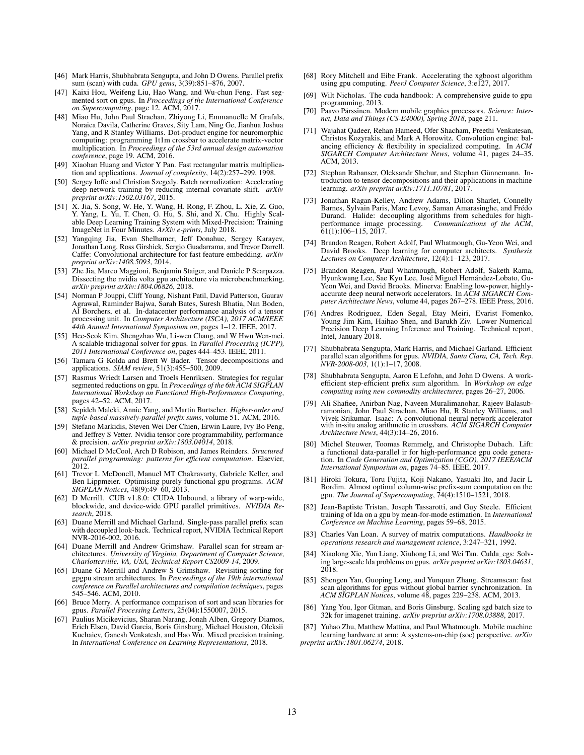[46] Mark Harris, Shubhabrata Sengupta, and John D Owens. Parallel prefix sum (scan) with cuda. *GPU gems*, 3(39):851–876, 2007.

[47] Kaixi Hou, Weifeng Liu, Hao Wang, and Wu-chun Feng. Fast segmented sort on gpus. In *Proceedings of the International Conference on Supercomputing*, page 12. ACM, 2017.

[48] Miao Hu, John Paul Strachan, Zhiyong Li, Emmanuelle M Grafals, Noraica Davila, Catherine Graves, Sity Lam, Ning Ge, Jianhua Joshua Yang, and R Stanley Williams. Dot-product engine for neuromorphic computing: programming 1t1m crossbar to accelerate matrix-vector multiplication. In *Proceedings of the 53rd annual design automation conference*, page 19. ACM, 2016.

[49] Xiaohan Huang and Victor Y Pan. Fast rectangular matrix multiplication and applications. *Journal of complexity*, 14(2):257–299, 1998.

[50] Sergey Ioffe and Christian Szegedy. Batch normalization: Accelerating deep network training by reducing internal covariate shift. *arXiv preprint arXiv:1502.03167*, 2015.

[51] X. Jia, S. Song, W. He, Y. Wang, H. Rong, F. Zhou, L. Xie, Z. Guo, Y. Yang, L. Yu, T. Chen, G. Hu, S. Shi, and X. Chu. Highly Scalable Deep Learning Training System with Mixed-Precision: Training ImageNet in Four Minutes. *ArXiv e-prints*, July 2018.

[52] Yangqing Jia, Evan Shelhamer, Jeff Donahue, Sergey Karayev, Jonathan Long, Ross Girshick, Sergio Guadarrama, and Trevor Darrell. Caffe: Convolutional architecture for fast feature embedding. *arXiv preprint arXiv:1408.5093*, 2014.

[53] Zhe Jia, Marco Maggioni, Benjamin Staiger, and Daniele P Scarpazza. Dissecting the nvidia volta gpu architecture via microbenchmarking. *arXiv preprint arXiv:1804.06826*, 2018.

[54] Norman P Jouppi, Cliff Young, Nishant Patil, David Patterson, Gaurav Agrawal, Raminder Bajwa, Sarah Bates, Suresh Bhatia, Nan Boden, Al Borchers, et al. In-datacenter performance analysis of a tensor processing unit. In *Computer Architecture (ISCA), 2017 ACM/IEEE 44th Annual International Symposium on*, pages 1–12. IEEE, 2017.

[55] Hee-Seok Kim, Shengzhao Wu, Li-wen Chang, and W Hwu Wen-mei. A scalable tridiagonal solver for gpus. In *Parallel Processing (ICPP), 2011 International Conference on*, pages 444–453. IEEE, 2011.

[56] Tamara G Kolda and Brett W Bader. Tensor decompositions and applications. *SIAM review*, 51(3):455–500, 2009.

[57] Rasmus Wriedt Larsen and Troels Henriksen. Strategies for regular segmented reductions on gpu. In *Proceedings of the 6th ACM SIGPLAN International Workshop on Functional High-Performance Computing*, pages 42–52. ACM, 2017.

[58] Sepideh Maleki, Annie Yang, and Martin Burtscher. *Higher-order and tuple-based massively-parallel prefix sums*, volume 51. ACM, 2016.

[59] Stefano Markidis, Steven Wei Der Chien, Erwin Laure, Ivy Bo Peng, and Jeffrey S Vetter. Nvidia tensor core programmability, performance & precision. *arXiv preprint arXiv:1803.04014*, 2018.

[60] Michael D McCool, Arch D Robison, and James Reinders. *Structured parallel programming: patterns for efficient computation*. Elsevier, 2012.

[61] Trevor L McDonell, Manuel MT Chakravarty, Gabriele Keller, and Ben Lippmeier. Optimising purely functional gpu programs. *ACM SIGPLAN Notices*, 48(9):49–60, 2013.

[62] D Merrill. CUB v1.8.0: CUDA Unbound, a library of warp-wide, blockwide, and device-wide GPU parallel primitives. *NVIDIA Research*, 2018.

[63] Duane Merrill and Michael Garland. Single-pass parallel prefix scan with decoupled look-back. Technical report, NVIDIA Technical Report NVR-2016-002, 2016.

[64] Duane Merrill and Andrew Grimshaw. Parallel scan for stream architectures. *University of Virginia, Department of Computer Science, Charlottesville, VA, USA, Technical Report CS2009-14*, 2009.

[65] Duane G Merrill and Andrew S Grimshaw. Revisiting sorting for gpgpu stream architectures. In *Proceedings of the 19th international conference on Parallel architectures and compilation techniques*, pages 545–546. ACM, 2010.

[66] Bruce Merry. A performance comparison of sort and scan libraries for gpus. *Parallel Processing Letters*, 25(04):1550007, 2015.

[67] Paulius Micikevicius, Sharan Narang, Jonah Alben, Gregory Diamos, Erich Elsen, David Garcia, Boris Ginsburg, Michael Houston, Oleksii Kuchaiev, Ganesh Venkatesh, and Hao Wu. Mixed precision training. In *International Conference on Learning Representations*, 2018.

[68] Rory Mitchell and Eibe Frank. Accelerating the xgboost algorithm using gpu computing. *PeerJ Computer Science*, 3:e127, 2017.

[69] Wilt Nicholas. The cuda handbook: A comprehensive guide to gpu programming, 2013.

[70] Paavo Pärssinen. Modern mobile graphics processors. *Science: Internet, Data and Things (CS-E4000), Spring 2018*, page 211.

[71] Wajahat Qadeer, Rehan Hameed, Ofer Shacham, Preethi Venkatesan, Christos Kozyrakis, and Mark A Horowitz. Convolution engine: balancing efficiency & flexibility in specialized computing. In *ACM SIGARCH Computer Architecture News*, volume 41, pages 24–35. ACM, 2013.

[72] Stephan Rabanser, Oleksandr Shchur, and Stephan Günnemann. Introduction to tensor decompositions and their applications in machine learning. *arXiv preprint arXiv:1711.10781*, 2017.

[73] Jonathan Ragan-Kelley, Andrew Adams, Dillon Sharlet, Connelly Barnes, Sylvain Paris, Marc Levoy, Saman Amarasinghe, and Frédo Durand. Halide: decoupling algorithms from schedules for high-performance image processing. *Communications of the ACM*, 61(1):106–115, 2017.

[74] Brandon Reagen, Robert Adolf, Paul Whatmough, Gu-Yeon Wei, and David Brooks. Deep learning for computer architects. *Synthesis Lectures on Computer Architecture*, 12(4):1–123, 2017.

[75] Brandon Reagen, Paul Whatmough, Robert Adolf, Saketh Rama, Hyunkwang Lee, Sae Kyu Lee, José Miguel Hernández-Lobato, Gu-Yeon Wei, and David Brooks. Minerva: Enabling low-power, highly-accurate deep neural network accelerators. In *ACM SIGARCH Computer Architecture News*, volume 44, pages 267–278. IEEE Press, 2016.

[76] Andres Rodriguez, Eden Segal, Etay Meiri, Evarist Fomenko, Young Jim Kim, Haihao Shen, and Barukh Ziv. Lower Numerical Precision Deep Learning Inference and Training. Technical report, Intel, January 2018.

[77] Shubhabrata Sengupta, Mark Harris, and Michael Garland. Efficient parallel scan algorithms for gpus. *NVIDIA, Santa Clara, CA, Tech. Rep. NVR-2008-003*, 1(1):1–17, 2008.

[78] Shubhabrata Sengupta, Aaron E Lefohn, and John D Owens. A work-efficient step-efficient prefix sum algorithm. In *Workshop on edge computing using new commodity architectures*, pages 26–27, 2006.

[79] Ali Shafiee, Anirban Nag, Naveen Muralimanohar, Rajeev Balasubramonian, John Paul Strachan, Miao Hu, R Stanley Williams, and Vivek Srikumar. Isaac: A convolutional neural network accelerator with in-situ analog arithmetic in crossbars. *ACM SIGARCH Computer Architecture News*, 44(3):14–26, 2016.

[80] Michel Steuwer, Toomas Remmelg, and Christophe Dubach. Lift: a functional data-parallel ir for high-performance gpu code generation. In *Code Generation and Optimization (CGO), 2017 IEEE/ACM International Symposium on*, pages 74–85. IEEE, 2017.

[81] Hiroki Tokura, Toru Fujita, Koji Nakano, Yasuaki Ito, and Jacir L Bordim. Almost optimal column-wise prefix-sum computation on the gpu. *The Journal of Supercomputing*, 74(4):1510–1521, 2018.

[82] Jean-Baptiste Tristan, Joseph Tassarotti, and Guy Steele. Efficient training of lda on a gpu by mean-for-mode estimation. In *International Conference on Machine Learning*, pages 59–68, 2015.

[83] Charles Van Loan. A survey of matrix computations. *Handbooks in operations research and management science*, 3:247–321, 1992.

[84] Xiaolong Xie, Yun Liang, Xiuhong Li, and Wei Tan. Culda_cgs: Solving large-scale lda problems on gpus. *arXiv preprint arXiv:1803.04631*, 2018.

[85] Shengen Yan, Guoping Long, and Yunquan Zhang. Streamscan: fast scan algorithms for gpus without global barrier synchronization. In *ACM SIGPLAN Notices*, volume 48, pages 229–238. ACM, 2013.

[86] Yang You, Igor Gitman, and Boris Ginsburg. Scaling sgd batch size to 32k for imagenet training. *arXiv preprint arXiv:1708.03888*, 2017.

[87] Yuhao Zhu, Matthew Mattina, and Paul Whatmough. Mobile machine learning hardware at arm: A systems-on-chip (soc) perspective. *arXiv preprint arXiv:1801.06274*, 2018.